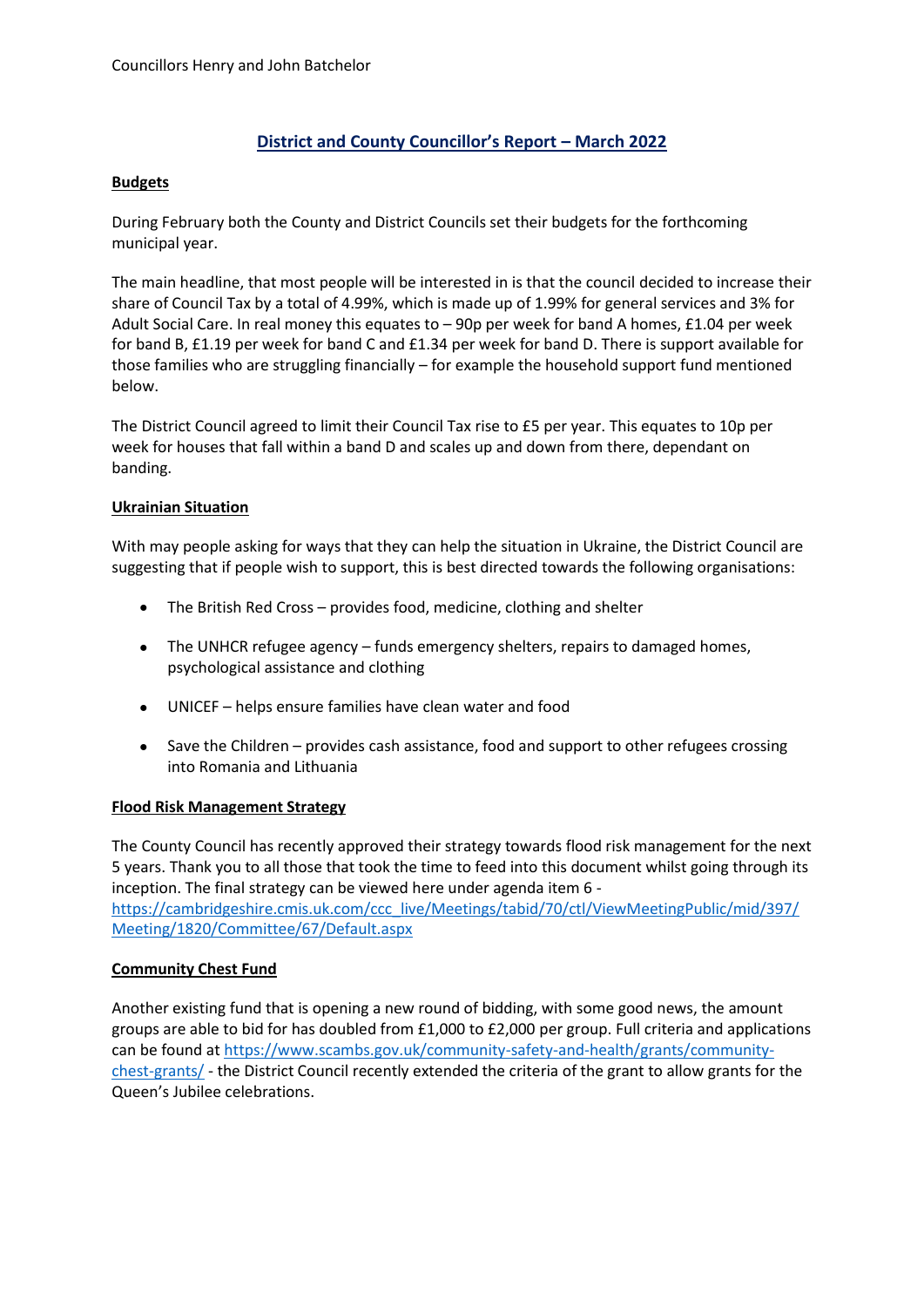Councillors Henry and John Batchelor

# District and County Councillor's Report – March 2022

## Budgets

During February both the County and District Councils set their budgets for the forthcoming municipal year.

The main headline, that most people will be interested in is that the council decided to increase their share of Council Tax by a total of 4.99%, which is made up of 1.99% for general services and 3% for Adult Social Care. In real money this equates to – 90p per week for band A homes, £1.04 per week for band B, £1.19 per week for band C and £1.34 per week for band D. There is support available for those families who are struggling financially – for example the household support fund mentioned below.

The District Council agreed to limit their Council Tax rise to £5 per year. This equates to 10p per week for houses that fall within a band D and scales up and down from there, dependant on banding.

## Ukrainian Situation

With may people asking for ways that they can help the situation in Ukraine, the District Council are suggesting that if people wish to support, this is best directed towards the following organisations:

- The British Red Cross – provides food, medicine, clothing and shelter
- The UNHCR refugee agency – funds emergency shelters, repairs to damaged homes, psychological assistance and clothing
- UNICEF – helps ensure families have clean water and food
- Save the Children – provides cash assistance, food and support to other refugees crossing into Romania and Lithuania

## Flood Risk Management Strategy

The County Council has recently approved their strategy towards flood risk management for the next 5 years. Thank you to all those that took the time to feed into this document whilst going through its inception. The final strategy can be viewed here under agenda item 6 - https://cambridgeshire.cmis.uk.com/ccc_live/Meetings/tabid/70/ctl/ViewMeetingPublic/mid/397/Meeting/1820/Committee/67/Default.aspx

## Community Chest Fund

Another existing fund that is opening a new round of bidding, with some good news, the amount groups are able to bid for has doubled from £1,000 to £2,000 per group. Full criteria and applications can be found at https://www.scambs.gov.uk/community-safety-and-health/grants/community-chest-grants/ - the District Council recently extended the criteria of the grant to allow grants for the Queen's Jubilee celebrations.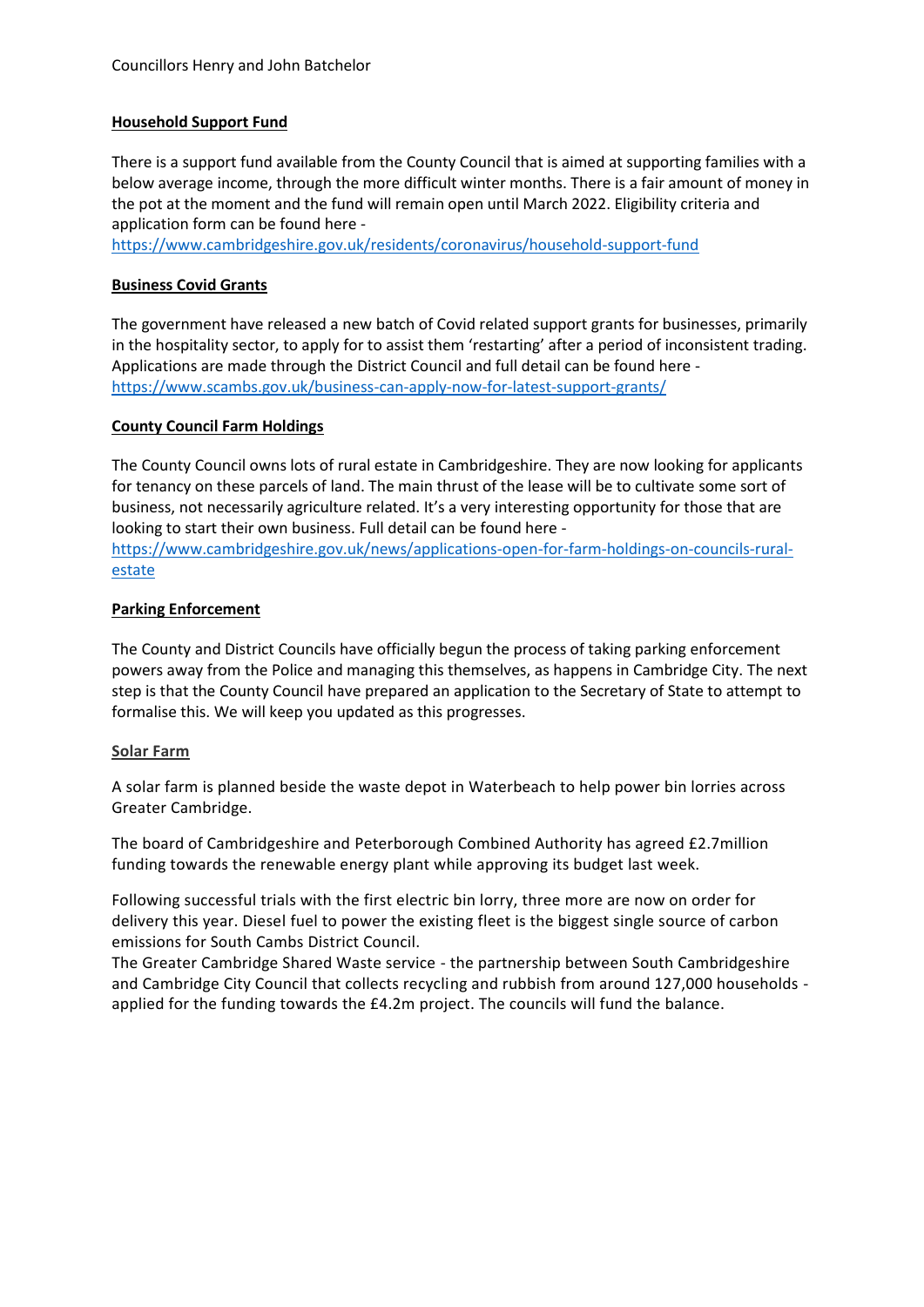Councillors Henry and John Batchelor

**Household Support Fund**

There is a support fund available from the County Council that is aimed at supporting families with a below average income, through the more difficult winter months. There is a fair amount of money in the pot at the moment and the fund will remain open until March 2022. Eligibility criteria and application form can be found here - https://www.cambridgeshire.gov.uk/residents/coronavirus/household-support-fund

**Business Covid Grants**

The government have released a new batch of Covid related support grants for businesses, primarily in the hospitality sector, to apply for to assist them 'restarting' after a period of inconsistent trading. Applications are made through the District Council and full detail can be found here - https://www.scambs.gov.uk/business-can-apply-now-for-latest-support-grants/

**County Council Farm Holdings**

The County Council owns lots of rural estate in Cambridgeshire. They are now looking for applicants for tenancy on these parcels of land. The main thrust of the lease will be to cultivate some sort of business, not necessarily agriculture related. It's a very interesting opportunity for those that are looking to start their own business. Full detail can be found here - https://www.cambridgeshire.gov.uk/news/applications-open-for-farm-holdings-on-councils-rural-estate

**Parking Enforcement**

The County and District Councils have officially begun the process of taking parking enforcement powers away from the Police and managing this themselves, as happens in Cambridge City. The next step is that the County Council have prepared an application to the Secretary of State to attempt to formalise this. We will keep you updated as this progresses.

**Solar Farm**

A solar farm is planned beside the waste depot in Waterbeach to help power bin lorries across Greater Cambridge.

The board of Cambridgeshire and Peterborough Combined Authority has agreed £2.7million funding towards the renewable energy plant while approving its budget last week.

Following successful trials with the first electric bin lorry, three more are now on order for delivery this year. Diesel fuel to power the existing fleet is the biggest single source of carbon emissions for South Cambs District Council.
The Greater Cambridge Shared Waste service - the partnership between South Cambridgeshire and Cambridge City Council that collects recycling and rubbish from around 127,000 households - applied for the funding towards the £4.2m project. The councils will fund the balance.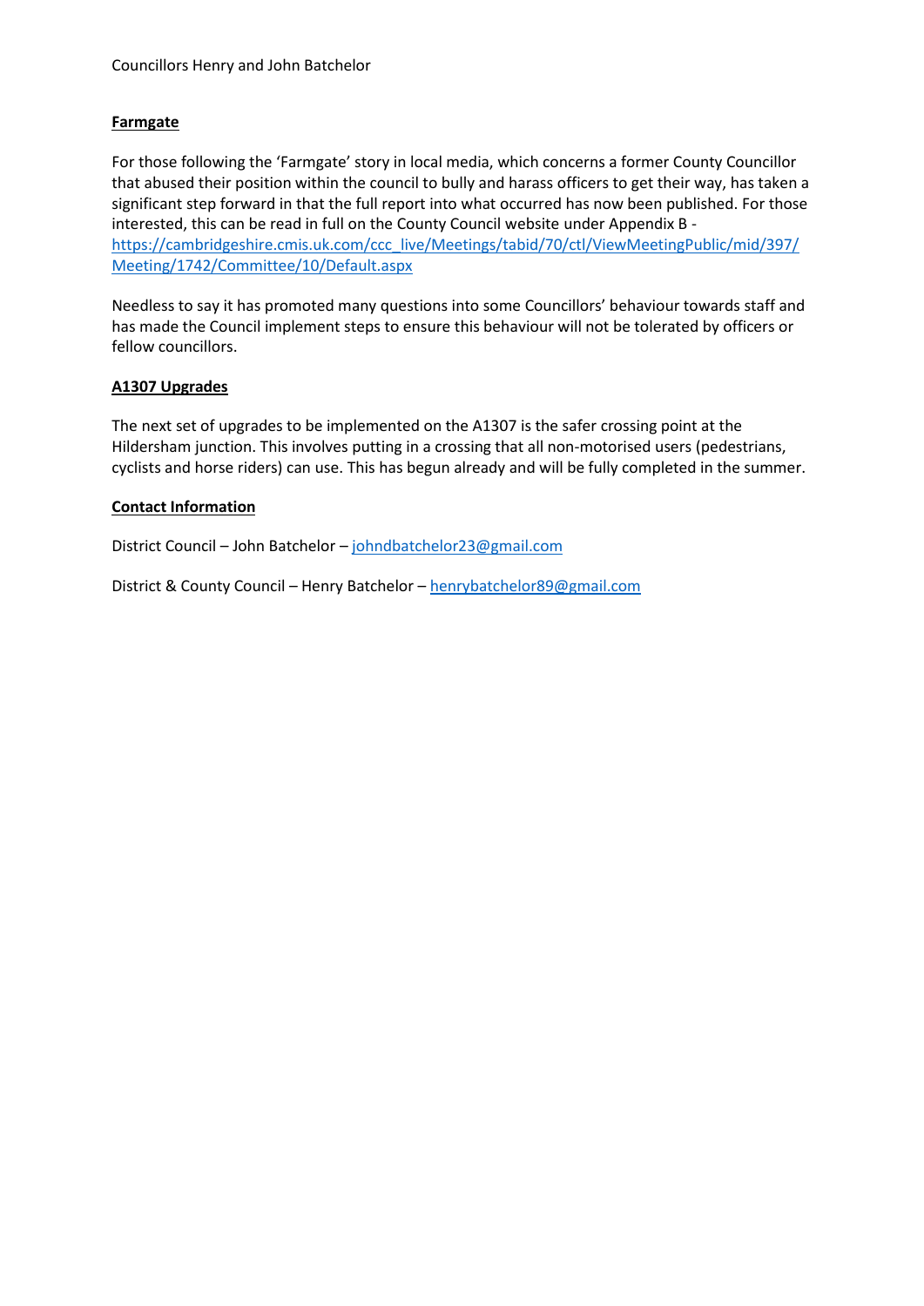Councillors Henry and John Batchelor

## Farmgate

For those following the 'Farmgate' story in local media, which concerns a former County Councillor that abused their position within the council to bully and harass officers to get their way, has taken a significant step forward in that the full report into what occurred has now been published. For those interested, this can be read in full on the County Council website under Appendix B - [https://cambridgeshire.cmis.uk.com/ccc_live/Meetings/tabid/70/ctl/ViewMeetingPublic/mid/397/Meeting/1742/Committee/10/Default.aspx](https://cambridgeshire.cmis.uk.com/ccc_live/Meetings/tabid/70/ctl/ViewMeetingPublic/mid/397/Meeting/1742/Committee/10/Default.aspx)

Needless to say it has promoted many questions into some Councillors' behaviour towards staff and has made the Council implement steps to ensure this behaviour will not be tolerated by officers or fellow councillors.

## A1307 Upgrades

The next set of upgrades to be implemented on the A1307 is the safer crossing point at the Hildersham junction. This involves putting in a crossing that all non-motorised users (pedestrians, cyclists and horse riders) can use. This has begun already and will be fully completed in the summer.

## Contact Information

District Council – John Batchelor – [johndbatchelor23@gmail.com](mailto:johndbatchelor23@gmail.com)

District & County Council – Henry Batchelor – [henrybatchelor89@gmail.com](mailto:henrybatchelor89@gmail.com)